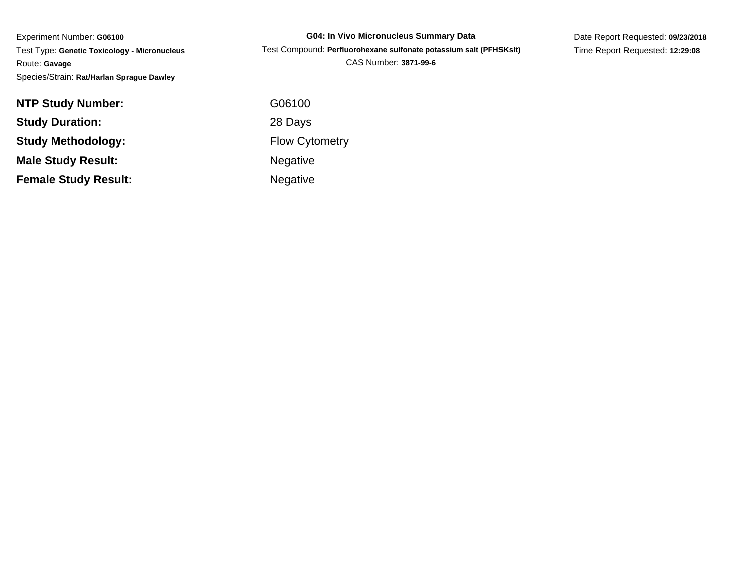Experiment Number: **G06100**
Test Type: **Genetic Toxicology - Micronucleus**
Route: **Gavage**
Species/Strain: **Rat/Harlan Sprague Dawley**

**G04: In Vivo Micronucleus Summary Data**
Test Compound: **Perfluorohexane sulfonate potassium salt (PFHSKslt)**
CAS Number: **3871-99-6**

Date Report Requested: **09/23/2018**
Time Report Requested: **12:29:08**

| | |
|---|---|
| **NTP Study Number:** | G06100 |
| **Study Duration:** | 28 Days |
| **Study Methodology:** | Flow Cytometry |
| **Male Study Result:** | Negative |
| **Female Study Result:** | Negative |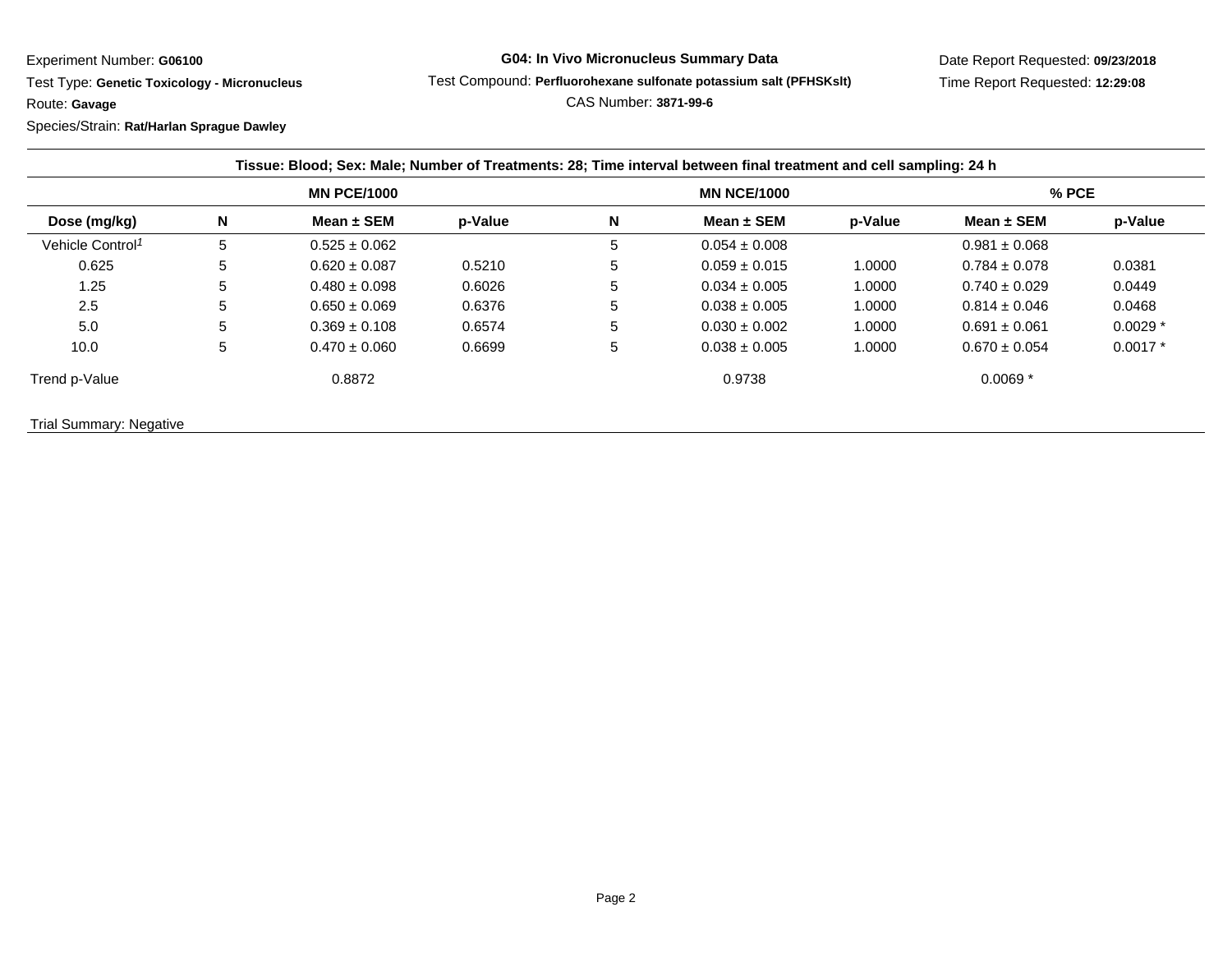Experiment Number: **G06100**

Test Type: **Genetic Toxicology - Micronucleus**

Route: **Gavage**

Species/Strain: **Rat/Harlan Sprague Dawley**

**G04: In Vivo Micronucleus Summary Data**

Test Compound: **Perfluorohexane sulfonate potassium salt (PFHSKslt)**

CAS Number: **3871-99-6**

Date Report Requested: **09/23/2018**

Time Report Requested: **12:29:08**

**Tissue: Blood; Sex: Male; Number of Treatments: 28; Time interval between final treatment and cell sampling: 24 h**

| | | MN PCE/1000 | | | MN NCE/1000 | | % PCE | |
|---|---|---|---|---|---|---|---|---|
| **Dose (mg/kg)** | **N** | **Mean ± SEM** | **p-Value** | **N** | **Mean ± SEM** | **p-Value** | **Mean ± SEM** | **p-Value** |
| Vehicle Control[1] | 5 | 0.525 ± 0.062 | | 5 | 0.054 ± 0.008 | | 0.981 ± 0.068 | |
| 0.625 | 5 | 0.620 ± 0.087 | 0.5210 | 5 | 0.059 ± 0.015 | 1.0000 | 0.784 ± 0.078 | 0.0381 |
| 1.25 | 5 | 0.480 ± 0.098 | 0.6026 | 5 | 0.034 ± 0.005 | 1.0000 | 0.740 ± 0.029 | 0.0449 |
| 2.5 | 5 | 0.650 ± 0.069 | 0.6376 | 5 | 0.038 ± 0.005 | 1.0000 | 0.814 ± 0.046 | 0.0468 |
| 5.0 | 5 | 0.369 ± 0.108 | 0.6574 | 5 | 0.030 ± 0.002 | 1.0000 | 0.691 ± 0.061 | 0.0029 * |
| 10.0 | 5 | 0.470 ± 0.060 | 0.6699 | 5 | 0.038 ± 0.005 | 1.0000 | 0.670 ± 0.054 | 0.0017 * |
| Trend p-Value | | 0.8872 | | | 0.9738 | | 0.0069 * | |

Trial Summary: Negative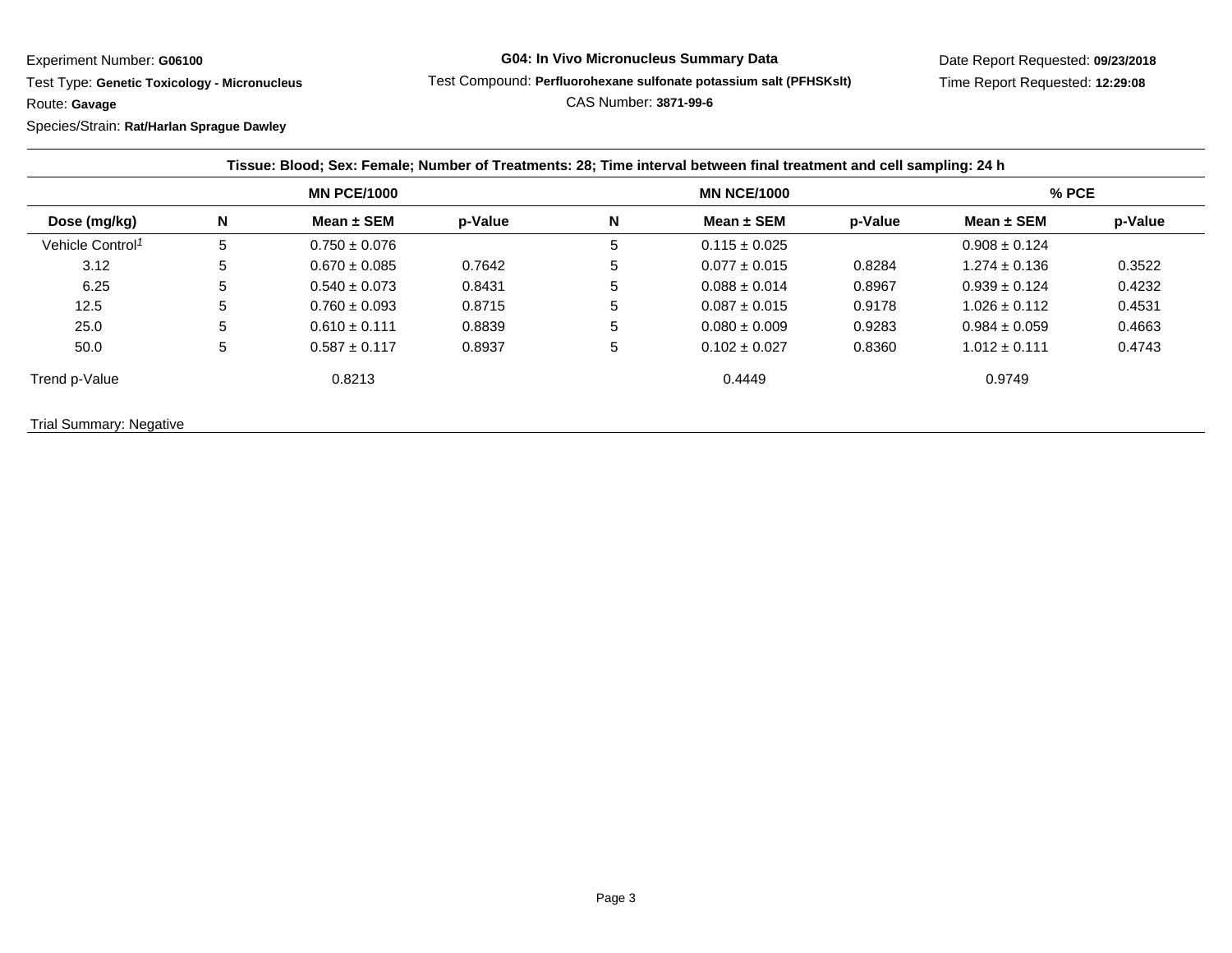Experiment Number: **G06100**

Test Type: **Genetic Toxicology - Micronucleus**

Route: **Gavage**

Species/Strain: **Rat/Harlan Sprague Dawley**

**G04: In Vivo Micronucleus Summary Data**

Test Compound: **Perfluorohexane sulfonate potassium salt (PFHSKslt)**

CAS Number: **3871-99-6**

Date Report Requested: **09/23/2018**

Time Report Requested: **12:29:08**

**Tissue: Blood; Sex: Female; Number of Treatments: 28; Time interval between final treatment and cell sampling: 24 h**

| | MN PCE/1000 | | | MN NCE/1000 | | | % PCE | |
|---|---|---|---|---|---|---|---|---|
| **Dose (mg/kg)** | **N** | **Mean ± SEM** | **p-Value** | **N** | **Mean ± SEM** | **p-Value** | **Mean ± SEM** | **p-Value** |
| Vehicle Control[1] | 5 | 0.750 ± 0.076 | | 5 | 0.115 ± 0.025 | | 0.908 ± 0.124 | |
| 3.12 | 5 | 0.670 ± 0.085 | 0.7642 | 5 | 0.077 ± 0.015 | 0.8284 | 1.274 ± 0.136 | 0.3522 |
| 6.25 | 5 | 0.540 ± 0.073 | 0.8431 | 5 | 0.088 ± 0.014 | 0.8967 | 0.939 ± 0.124 | 0.4232 |
| 12.5 | 5 | 0.760 ± 0.093 | 0.8715 | 5 | 0.087 ± 0.015 | 0.9178 | 1.026 ± 0.112 | 0.4531 |
| 25.0 | 5 | 0.610 ± 0.111 | 0.8839 | 5 | 0.080 ± 0.009 | 0.9283 | 0.984 ± 0.059 | 0.4663 |
| 50.0 | 5 | 0.587 ± 0.117 | 0.8937 | 5 | 0.102 ± 0.027 | 0.8360 | 1.012 ± 0.111 | 0.4743 |
| Trend p-Value | | 0.8213 | | | 0.4449 | | 0.9749 | |

Trial Summary: Negative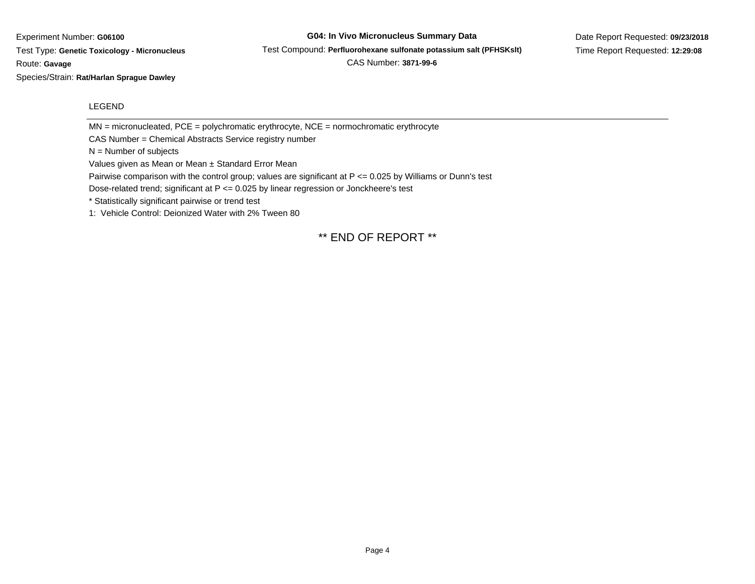LEGEND

MN = micronucleated, PCE = polychromatic erythrocyte, NCE = normochromatic erythrocyte

CAS Number = Chemical Abstracts Service registry number

N = Number of subjects

Values given as Mean or Mean ± Standard Error Mean

Pairwise comparison with the control group; values are significant at $P <= 0.025$ by Williams or Dunn's test

Dose-related trend; significant at $P <= 0.025$ by linear regression or Jonckheere's test

* Statistically significant pairwise or trend test

1: Vehicle Control: Deionized Water with 2% Tween 80

** END OF REPORT **